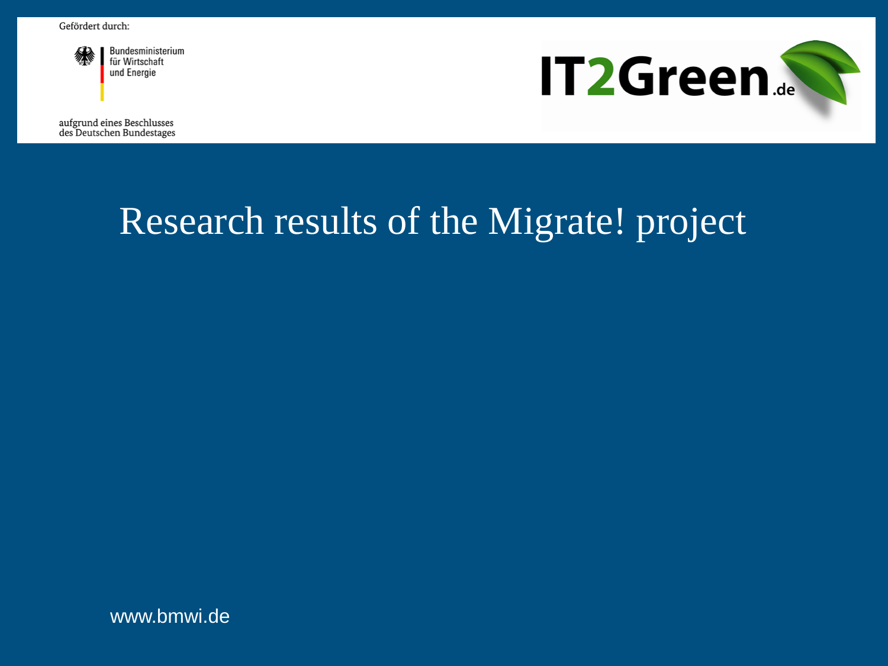Gefördert durch:

Bundesministerium
für Wirtschaft
und Energie

aufgrund eines Beschlusses
des Deutschen Bundestages

IT2Green.de

# Research results of the Migrate! project

www.bmwi.de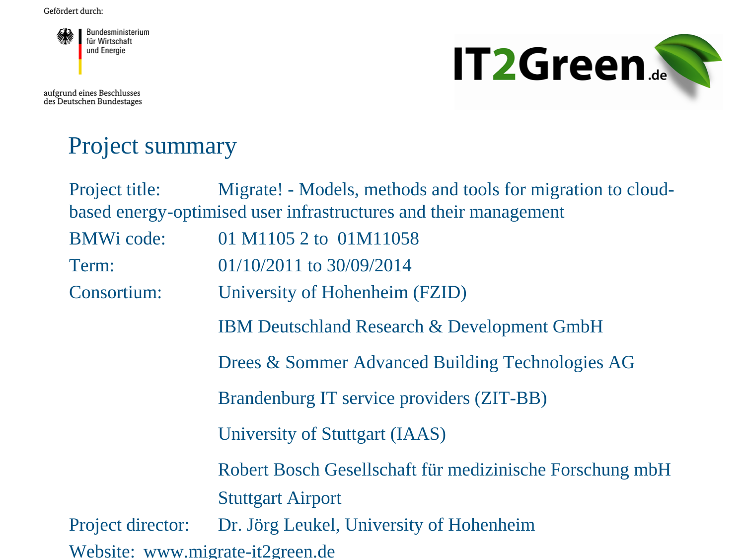Gefördert durch:

Bundesministerium für Wirtschaft und Energie

aufgrund eines Beschlusses des Deutschen Bundestages

IT2Green.de

## Project summary

Project title: Migrate! - Models, methods and tools for migration to cloud-based energy-optimised user infrastructures and their management

BMWi code: 01 M1105 2 to 01M11058

Term: 01/10/2011 to 30/09/2014

Consortium: University of Hohenheim (FZID)

IBM Deutschland Research & Development GmbH

Drees & Sommer Advanced Building Technologies AG

Brandenburg IT service providers (ZIT-BB)

University of Stuttgart (IAAS)

Robert Bosch Gesellschaft für medizinische Forschung mbH

Stuttgart Airport

Project director: Dr. Jörg Leukel, University of Hohenheim

Website: www.migrate-it2green.de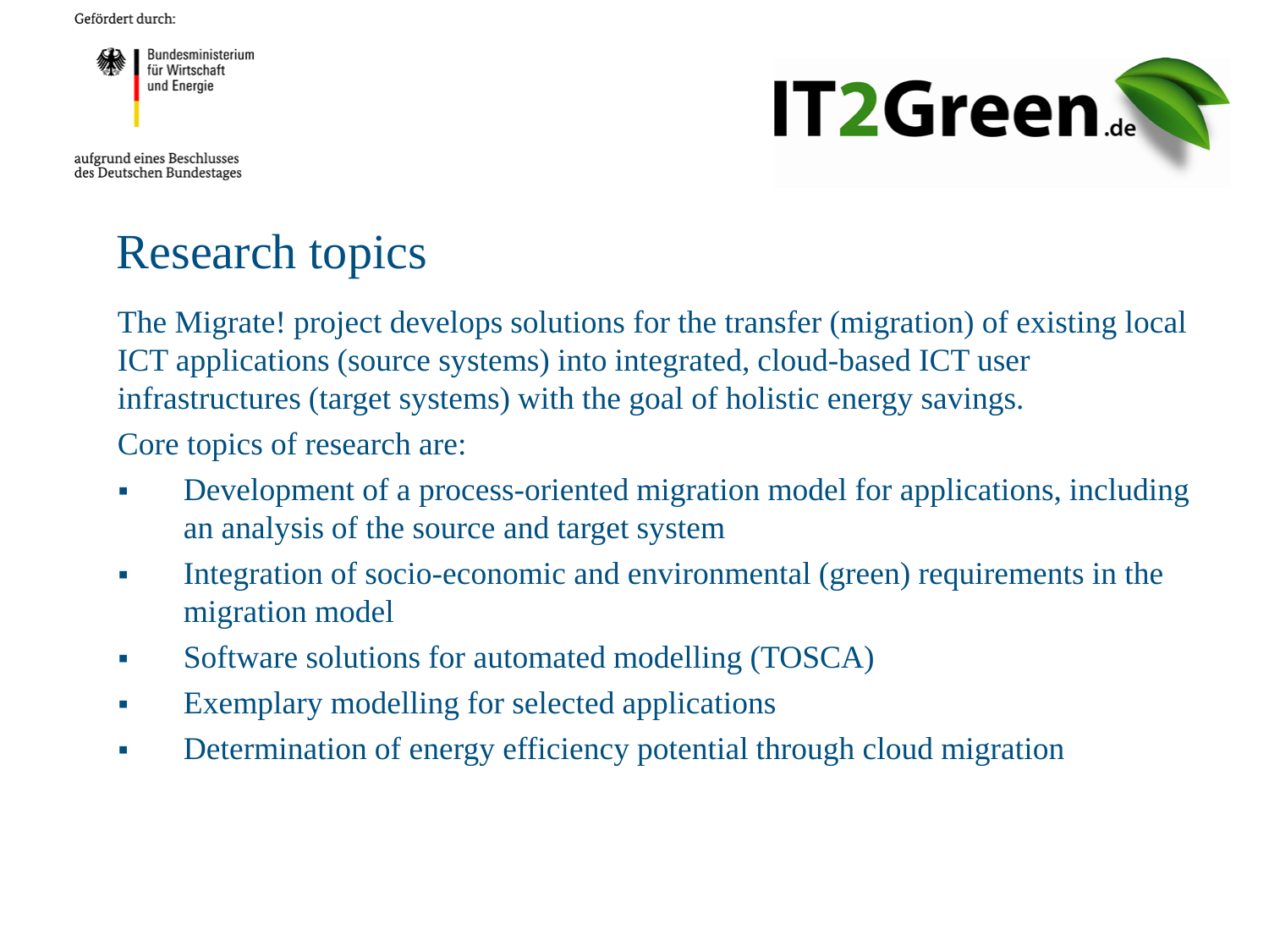Gefördert durch:

Bundesministerium für Wirtschaft und Energie

aufgrund eines Beschlusses des Deutschen Bundestages

IT2Green.de

# Research topics

The Migrate! project develops solutions for the transfer (migration) of existing local ICT applications (source systems) into integrated, cloud-based ICT user infrastructures (target systems) with the goal of holistic energy savings.

Core topics of research are:

- Development of a process-oriented migration model for applications, including an analysis of the source and target system
- Integration of socio-economic and environmental (green) requirements in the migration model
- Software solutions for automated modelling (TOSCA)
- Exemplary modelling for selected applications
- Determination of energy efficiency potential through cloud migration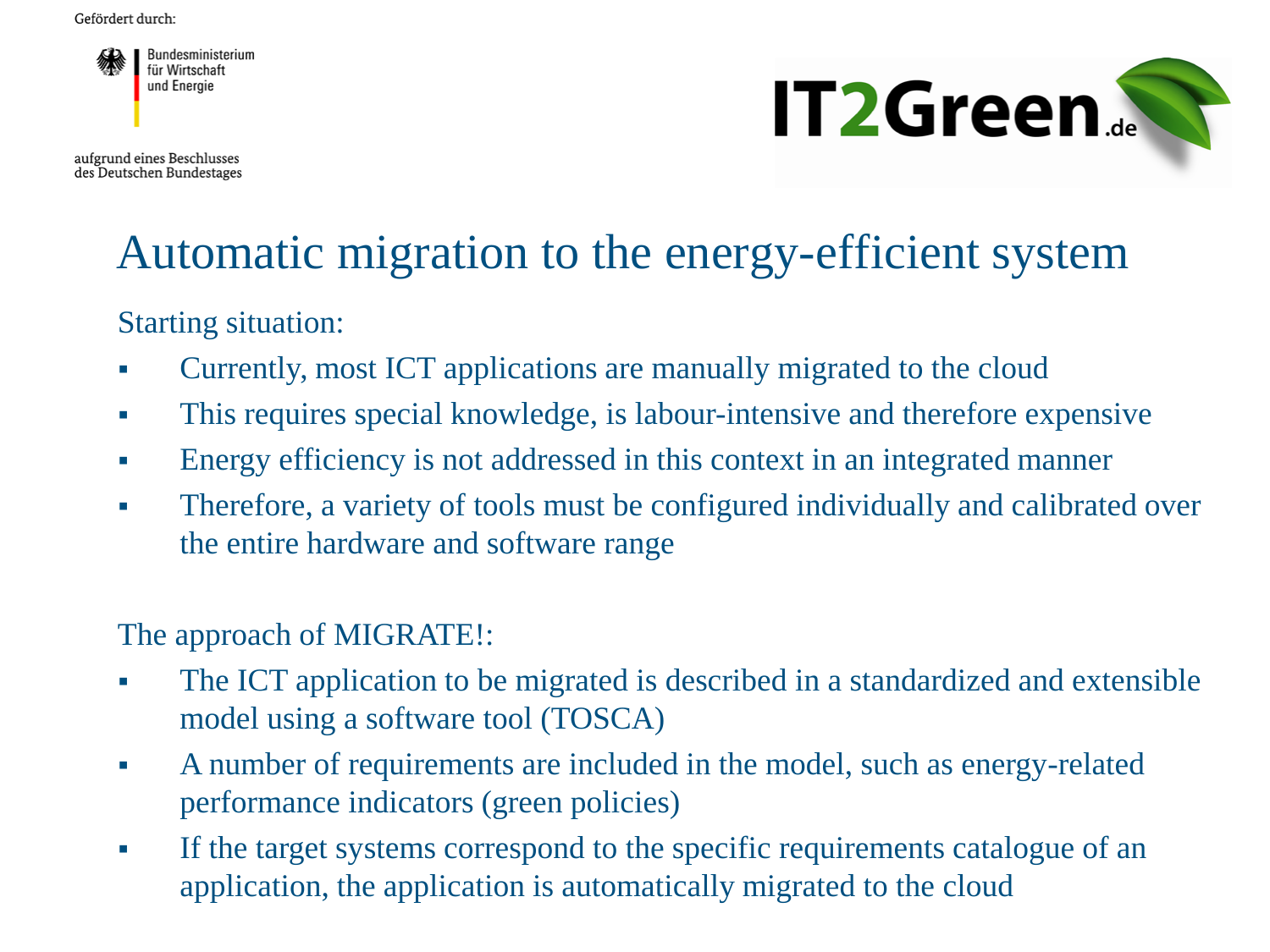Gefördert durch:

Bundesministerium für Wirtschaft und Energie

aufgrund eines Beschlusses des Deutschen Bundestages

IT2Green.de

# Automatic migration to the energy-efficient system

Starting situation:

- Currently, most ICT applications are manually migrated to the cloud
- This requires special knowledge, is labour-intensive and therefore expensive
- Energy efficiency is not addressed in this context in an integrated manner
- Therefore, a variety of tools must be configured individually and calibrated over the entire hardware and software range

The approach of MIGRATE!:

- The ICT application to be migrated is described in a standardized and extensible model using a software tool (TOSCA)
- A number of requirements are included in the model, such as energy-related performance indicators (green policies)
- If the target systems correspond to the specific requirements catalogue of an application, the application is automatically migrated to the cloud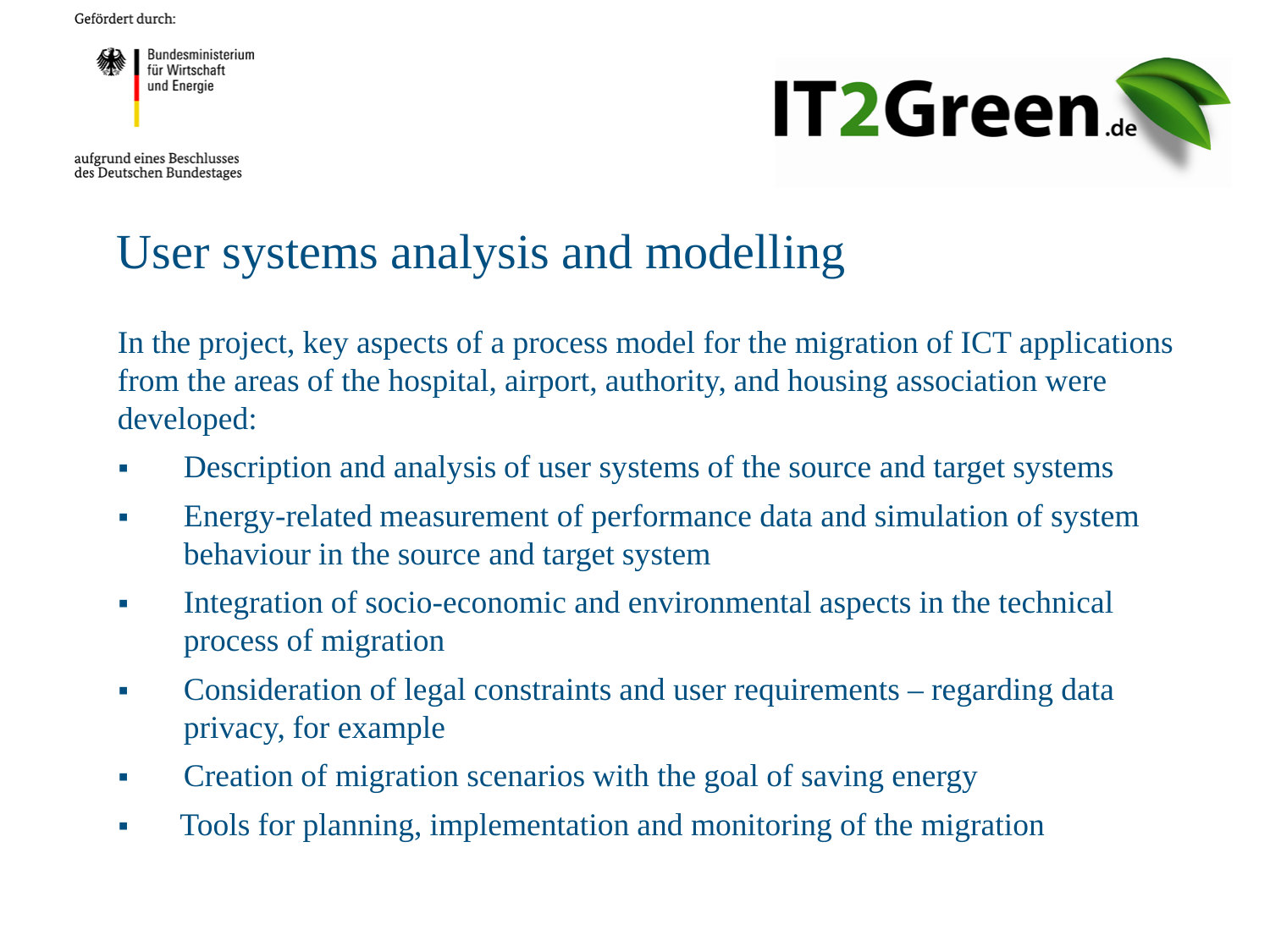# User systems analysis and modelling

In the project, key aspects of a process model for the migration of ICT applications from the areas of the hospital, airport, authority, and housing association were developed:

- Description and analysis of user systems of the source and target systems
- Energy-related measurement of performance data and simulation of system behaviour in the source and target system
- Integration of socio-economic and environmental aspects in the technical process of migration
- Consideration of legal constraints and user requirements – regarding data privacy, for example
- Creation of migration scenarios with the goal of saving energy
- Tools for planning, implementation and monitoring of the migration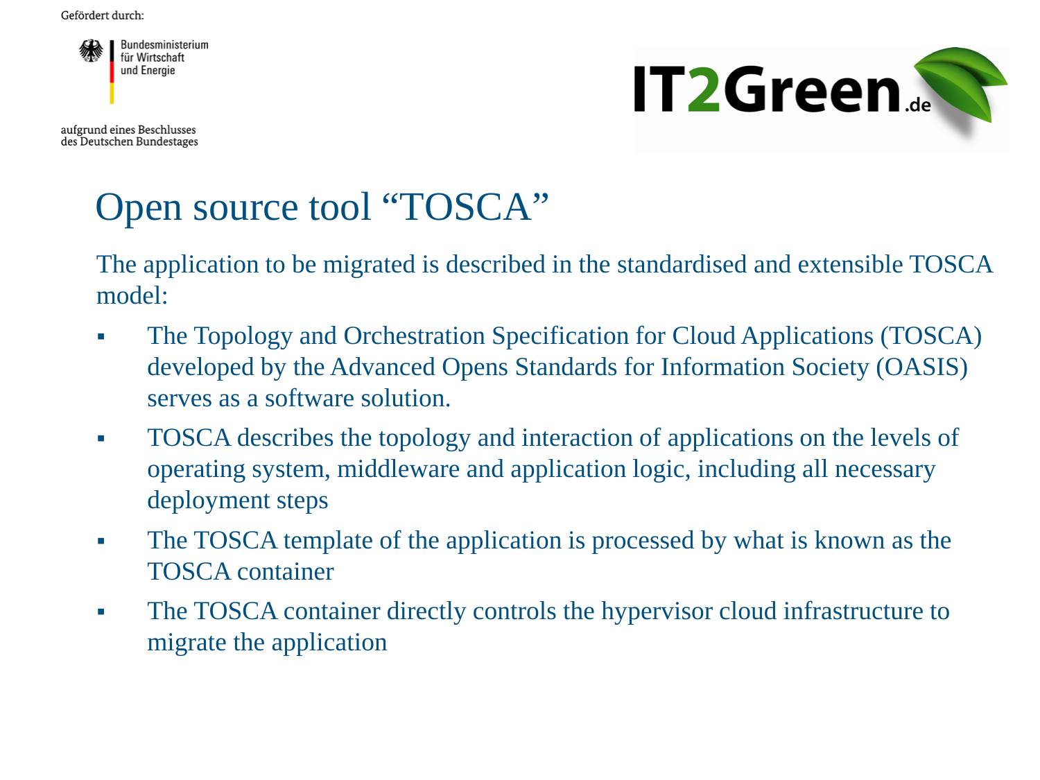Gefördert durch:

Bundesministerium für Wirtschaft und Energie

aufgrund eines Beschlusses des Deutschen Bundestages

IT2Green.de

# Open source tool “TOSCA”

The application to be migrated is described in the standardised and extensible TOSCA model:

- The Topology and Orchestration Specification for Cloud Applications (TOSCA) developed by the Advanced Opens Standards for Information Society (OASIS) serves as a software solution.
- TOSCA describes the topology and interaction of applications on the levels of operating system, middleware and application logic, including all necessary deployment steps
- The TOSCA template of the application is processed by what is known as the TOSCA container
- The TOSCA container directly controls the hypervisor cloud infrastructure to migrate the application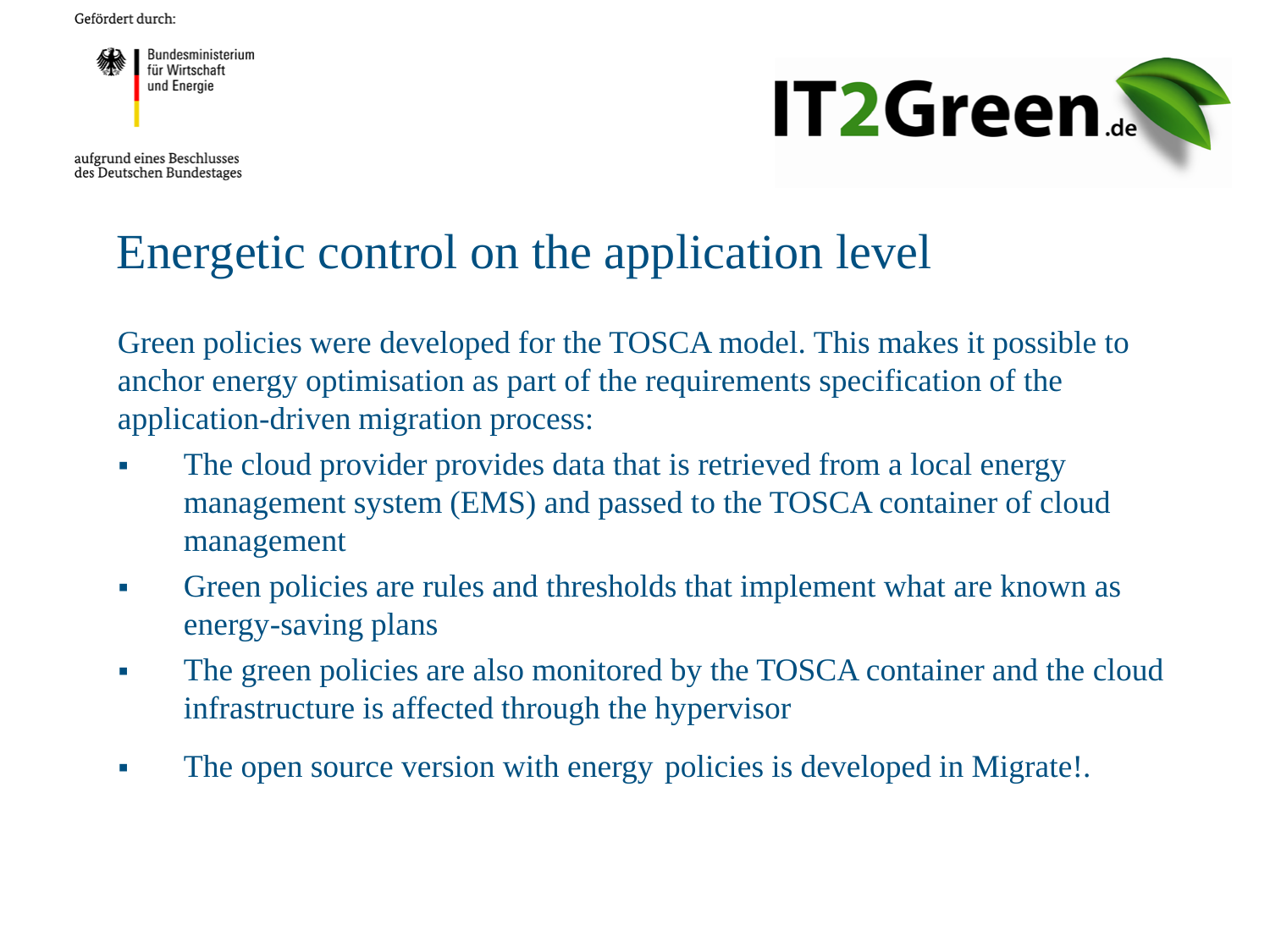Gefördert durch:

Bundesministerium für Wirtschaft und Energie

aufgrund eines Beschlusses des Deutschen Bundestages

IT2Green.de

# Energetic control on the application level

Green policies were developed for the TOSCA model. This makes it possible to anchor energy optimisation as part of the requirements specification of the application-driven migration process:

- The cloud provider provides data that is retrieved from a local energy management system (EMS) and passed to the TOSCA container of cloud management
- Green policies are rules and thresholds that implement what are known as energy-saving plans
- The green policies are also monitored by the TOSCA container and the cloud infrastructure is affected through the hypervisor
- The open source version with energy policies is developed in Migrate!.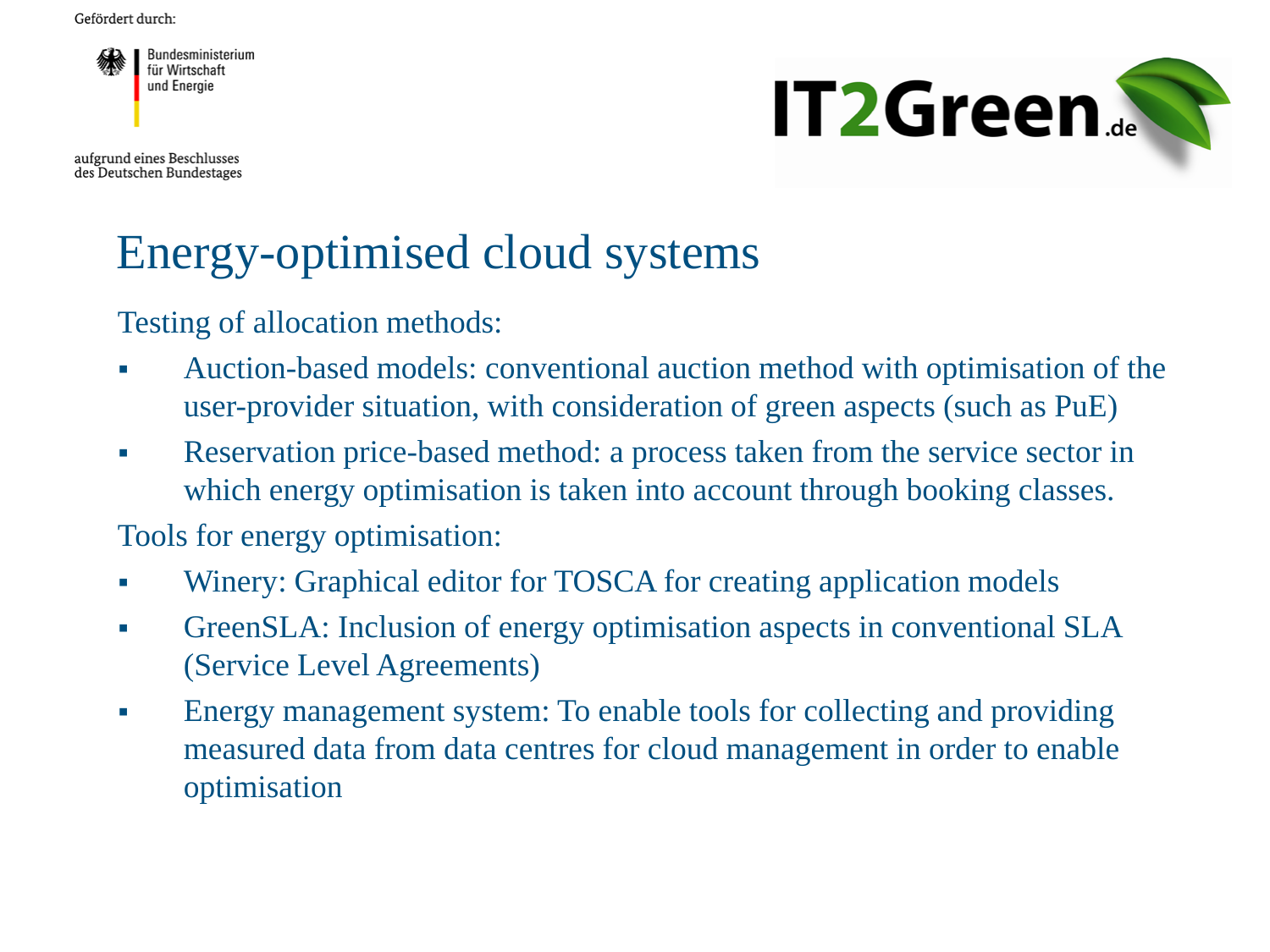Gefördert durch:

Bundesministerium für Wirtschaft und Energie

aufgrund eines Beschlusses des Deutschen Bundestages

IT2Green.de

# Energy-optimised cloud systems

Testing of allocation methods:

- Auction-based models: conventional auction method with optimisation of the user-provider situation, with consideration of green aspects (such as PuE)
- Reservation price-based method: a process taken from the service sector in which energy optimisation is taken into account through booking classes.

Tools for energy optimisation:

- Winery: Graphical editor for TOSCA for creating application models
- GreenSLA: Inclusion of energy optimisation aspects in conventional SLA (Service Level Agreements)
- Energy management system: To enable tools for collecting and providing measured data from data centres for cloud management in order to enable optimisation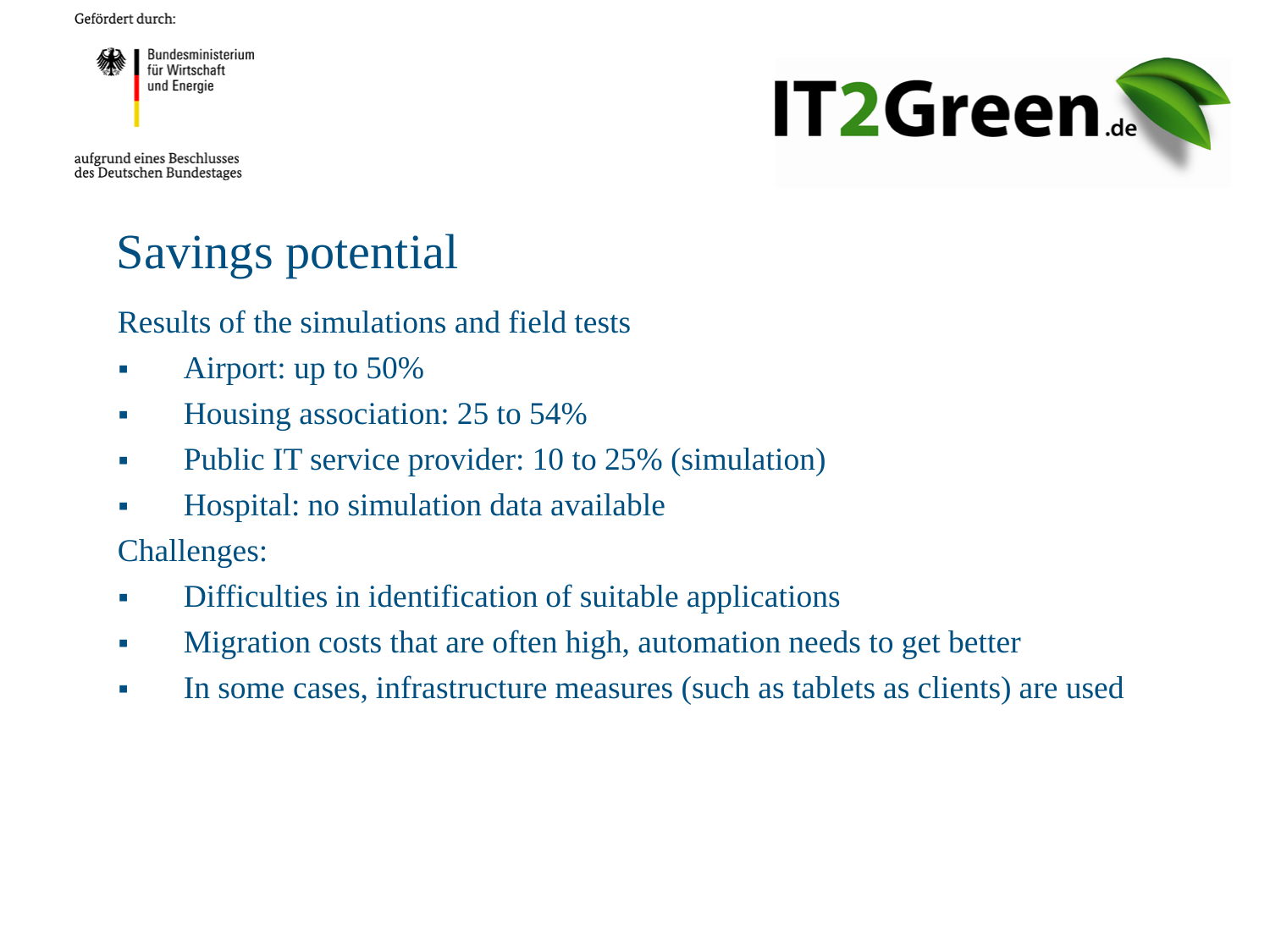Gefördert durch:

Bundesministerium für Wirtschaft und Energie

aufgrund eines Beschlusses des Deutschen Bundestages

IT2Green.de

# Savings potential

Results of the simulations and field tests

- Airport: up to 50%
- Housing association: 25 to 54%
- Public IT service provider: 10 to 25% (simulation)
- Hospital: no simulation data available

Challenges:

- Difficulties in identification of suitable applications
- Migration costs that are often high, automation needs to get better
- In some cases, infrastructure measures (such as tablets as clients) are used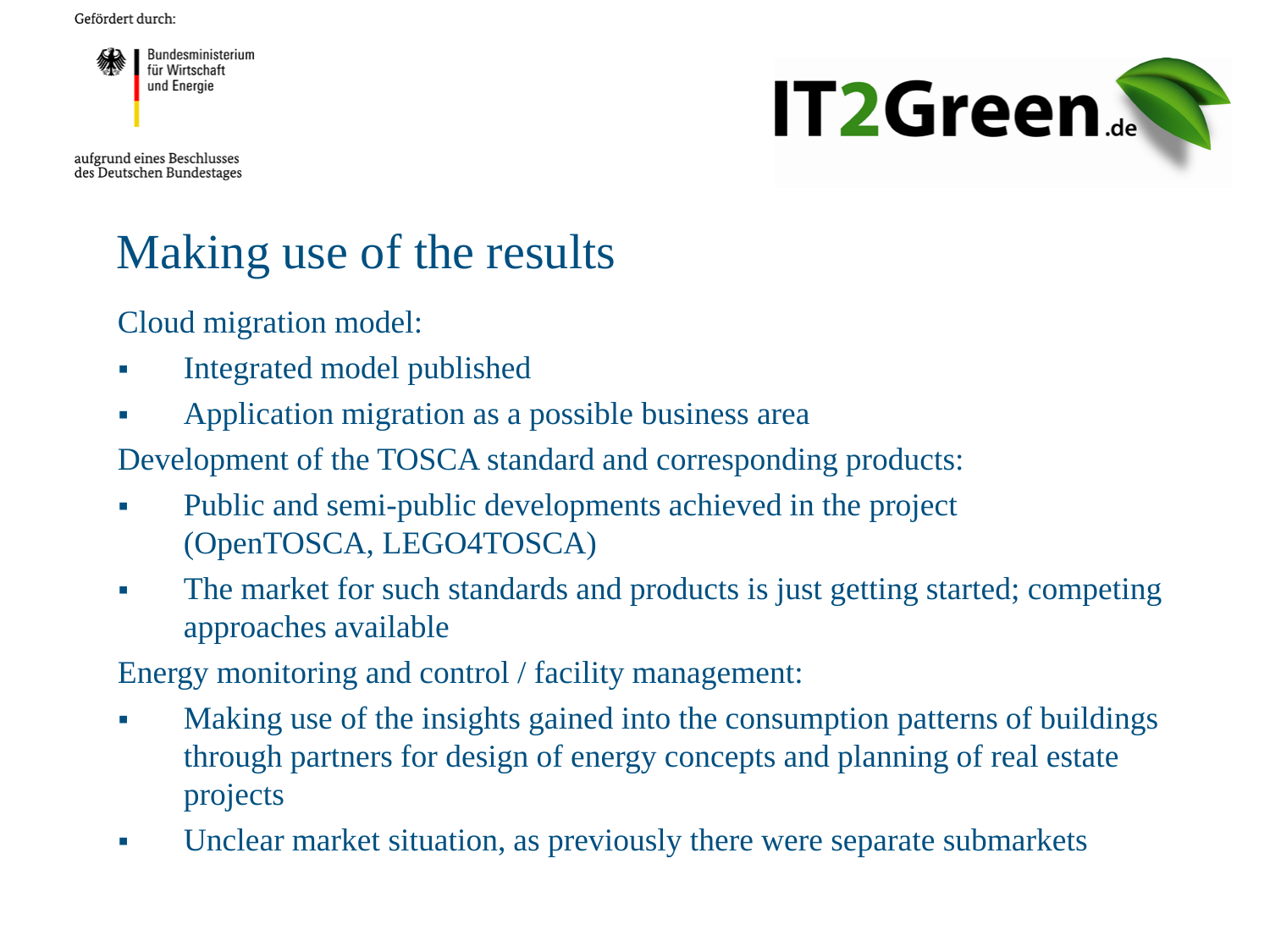Gefördert durch:

Bundesministerium für Wirtschaft und Energie

aufgrund eines Beschlusses des Deutschen Bundestages

IT2Green.de

# Making use of the results

Cloud migration model:

- Integrated model published
- Application migration as a possible business area

Development of the TOSCA standard and corresponding products:

- Public and semi-public developments achieved in the project (OpenTOSCA, LEGO4TOSCA)
- The market for such standards and products is just getting started; competing approaches available

Energy monitoring and control / facility management:

- Making use of the insights gained into the consumption patterns of buildings through partners for design of energy concepts and planning of real estate projects
- Unclear market situation, as previously there were separate submarkets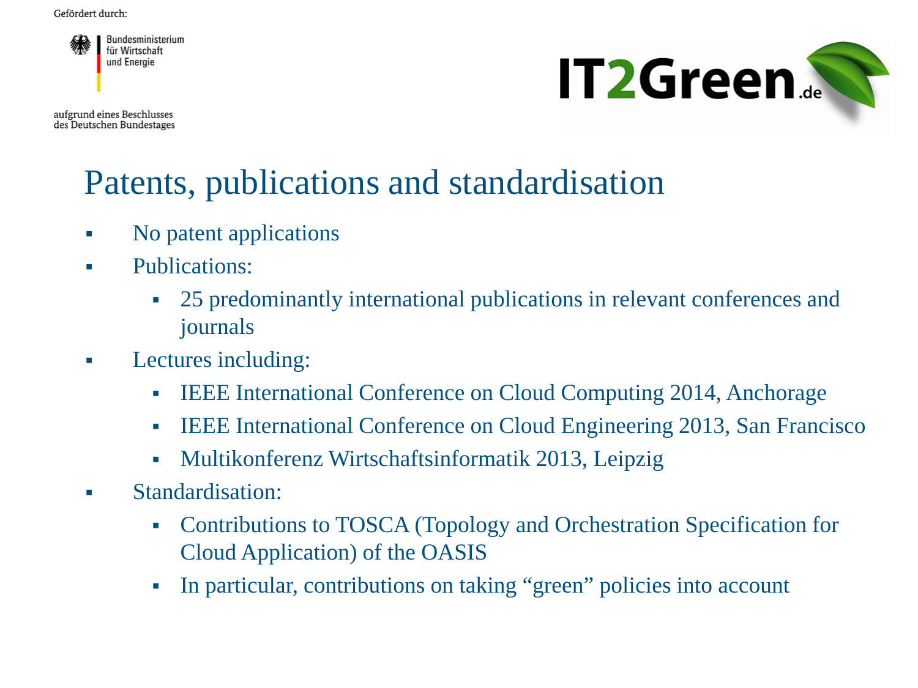Gefördert durch:

Bundesministerium für Wirtschaft und Energie

aufgrund eines Beschlusses des Deutschen Bundestages

IT2Green.de

# Patents, publications and standardisation

- No patent applications
- Publications:
  - 25 predominantly international publications in relevant conferences and journals
- Lectures including:
  - IEEE International Conference on Cloud Computing 2014, Anchorage
  - IEEE International Conference on Cloud Engineering 2013, San Francisco
  - Multikonferenz Wirtschaftsinformatik 2013, Leipzig
- Standardisation:
  - Contributions to TOSCA (Topology and Orchestration Specification for Cloud Application) of the OASIS
  - In particular, contributions on taking “green” policies into account